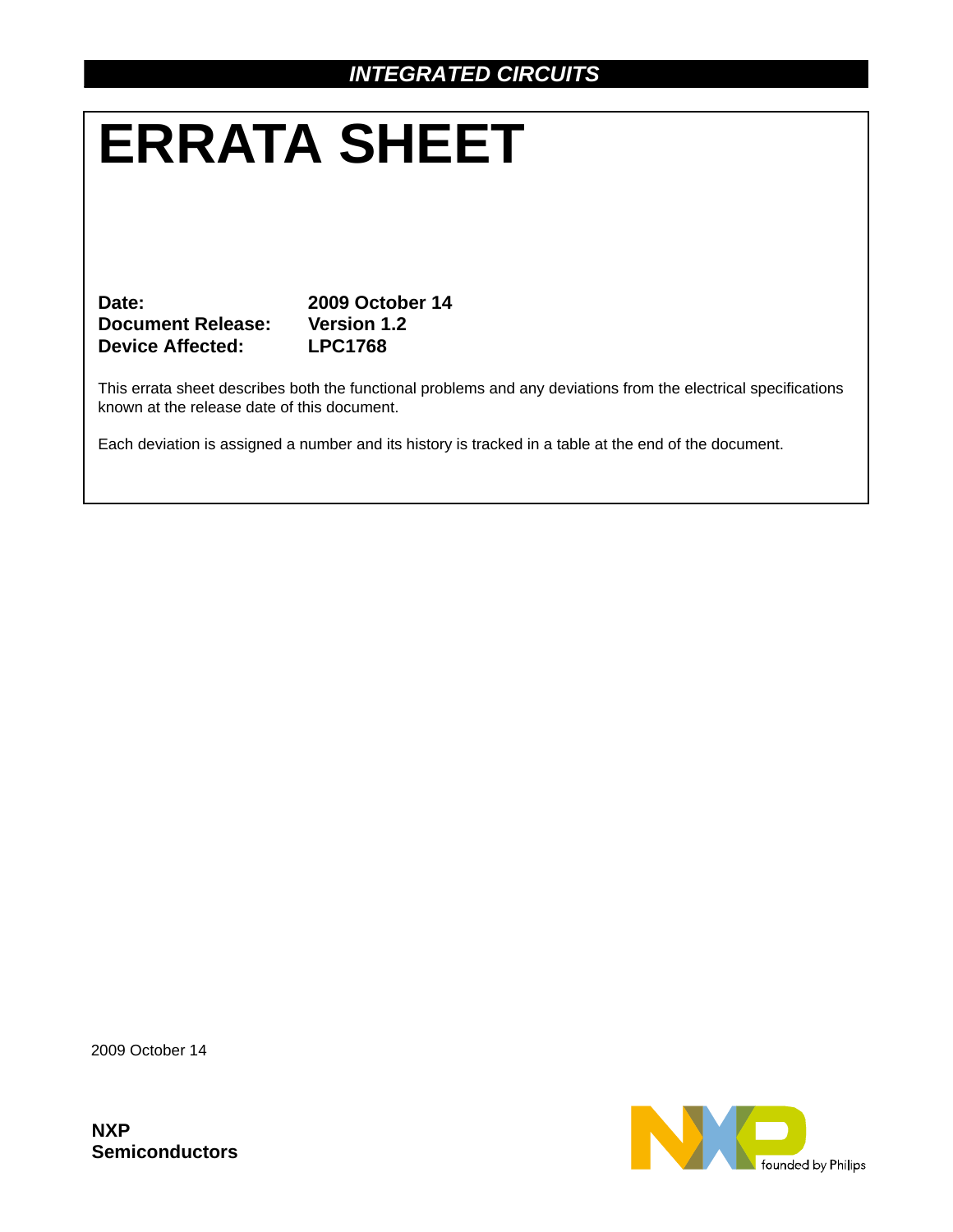*INTEGRATED CIRCUITS*

# ERRATA SHEET

**Date:** **2009 October 14**
**Document Release:** **Version 1.2**
**Device Affected:** **LPC1768**

This errata sheet describes both the functional problems and any deviations from the electrical specifications known at the release date of this document.

Each deviation is assigned a number and its history is tracked in a table at the end of the document.

2009 October 14

**NXP Semiconductors**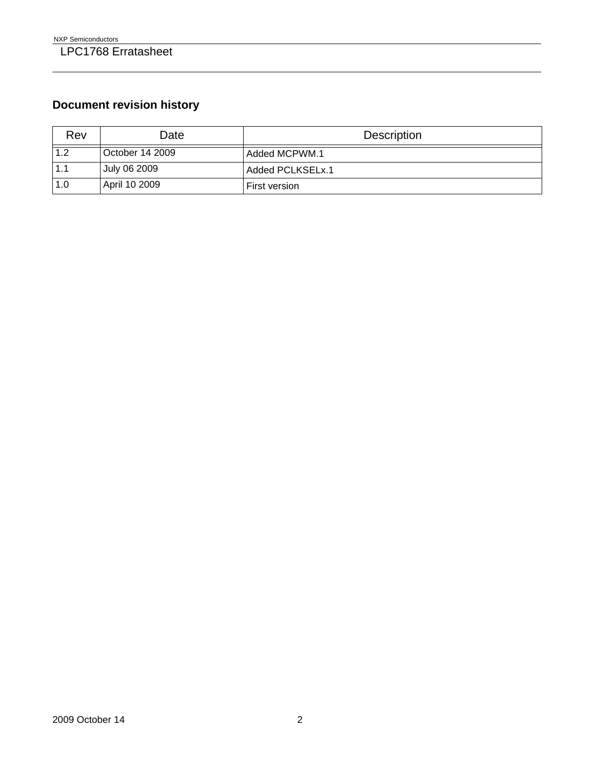## Document revision history

| Rev | Date | Description |
|---|---|---|
| 1.2 | October 14 2009 | Added MCPWM.1 |
| 1.1 | July 06 2009 | Added PCLKSELx.1 |
| 1.0 | April 10 2009 | First version |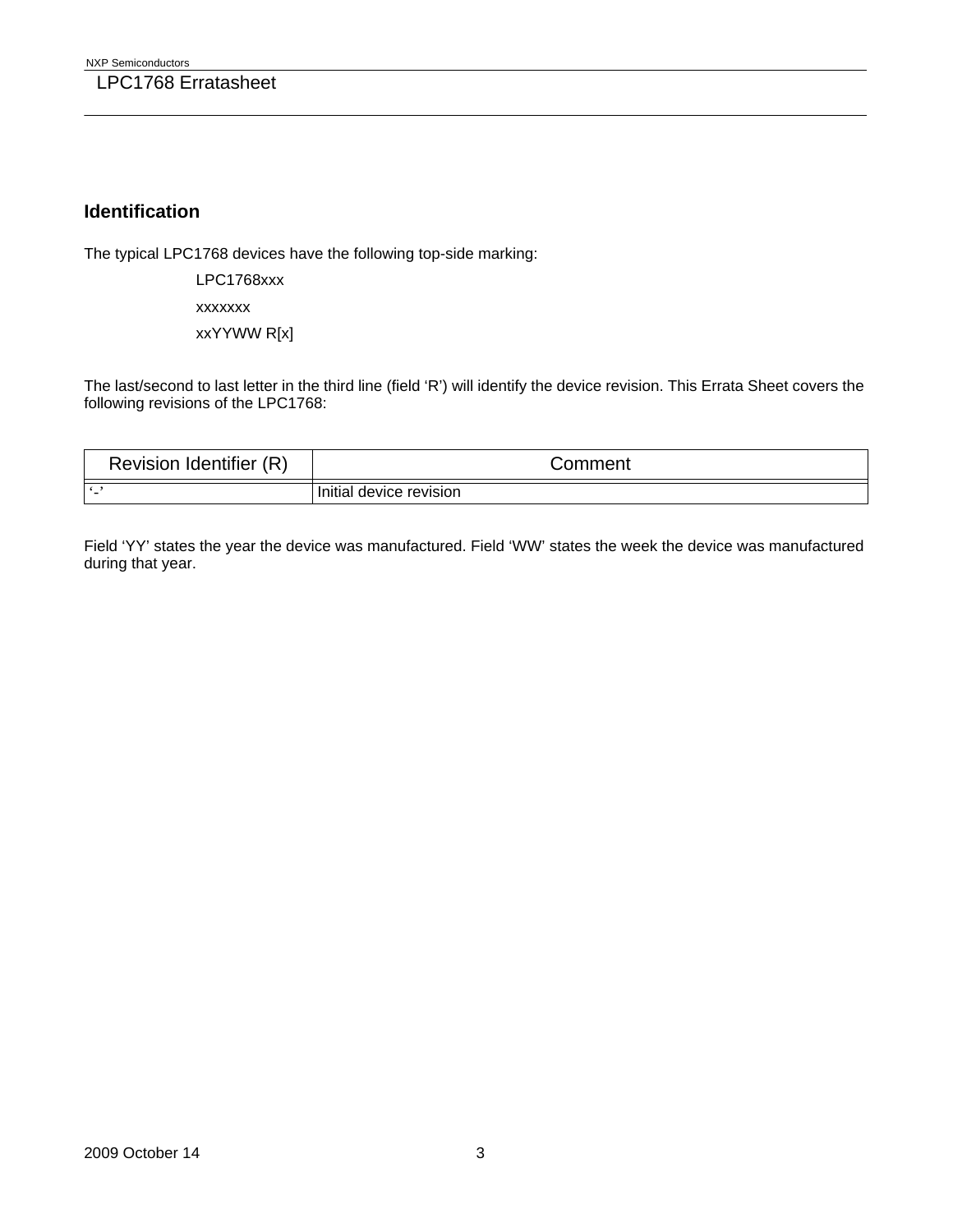## Identification

The typical LPC1768 devices have the following top-side marking:

LPC1768xxx

xxxxxxx

xxYYWW R[x]

The last/second to last letter in the third line (field 'R') will identify the device revision. This Errata Sheet covers the following revisions of the LPC1768:

| Revision Identifier (R) | Comment |
| --- | --- |
| '-' | Initial device revision |

Field 'YY' states the year the device was manufactured. Field 'WW' states the week the device was manufactured during that year.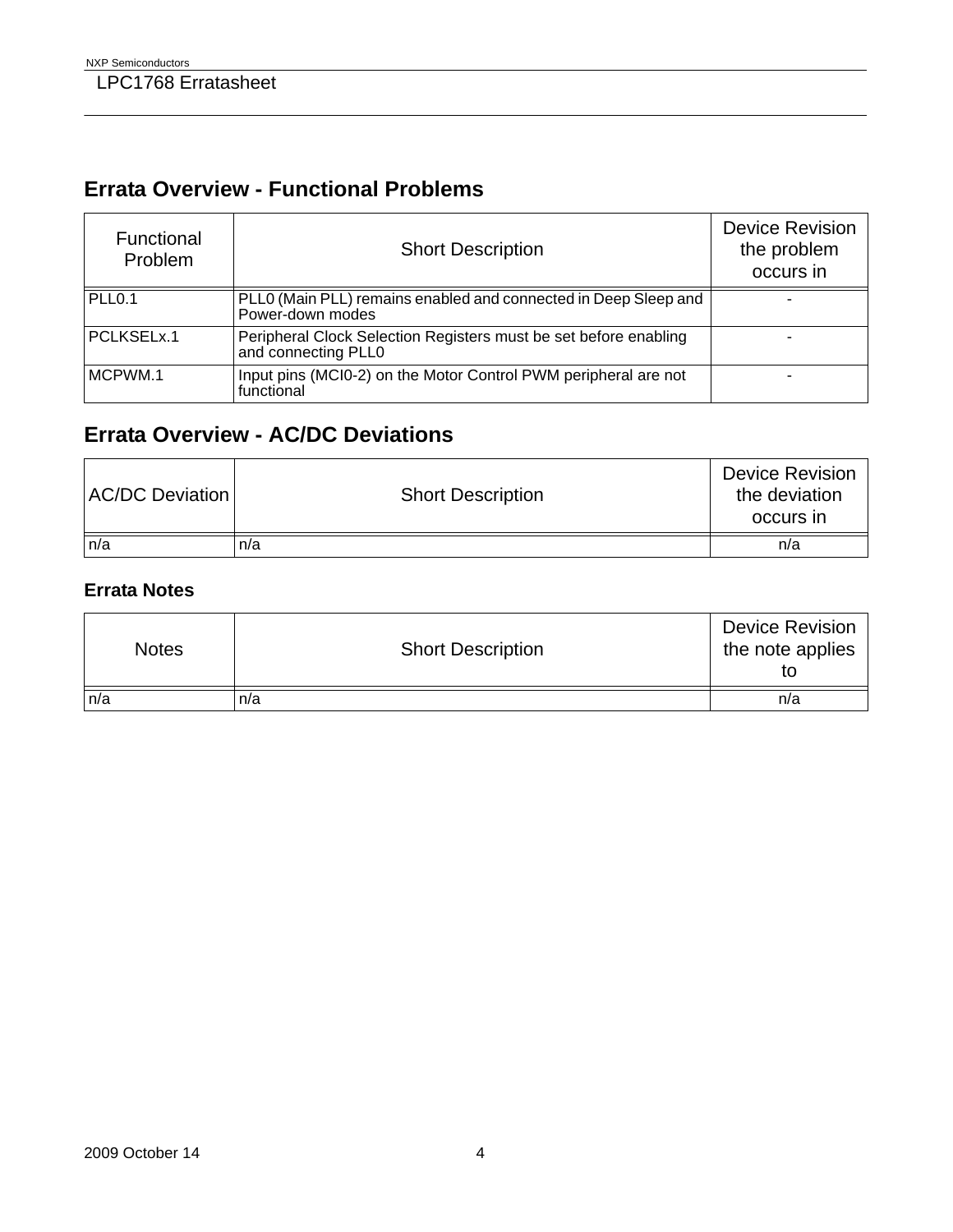## Errata Overview - Functional Problems

| Functional Problem | Short Description | Device Revision the problem occurs in |
|---|---|---|
| PLL0.1 | PLL0 (Main PLL) remains enabled and connected in Deep Sleep and Power-down modes | - |
| PCLKSELx.1 | Peripheral Clock Selection Registers must be set before enabling and connecting PLL0 | - |
| MCPWM.1 | Input pins (MCI0-2) on the Motor Control PWM peripheral are not functional | - |

## Errata Overview - AC/DC Deviations

| AC/DC Deviation | Short Description | Device Revision the deviation occurs in |
|---|---|---|
| n/a | n/a | n/a |

### Errata Notes

| Notes | Short Description | Device Revision the note applies to |
|---|---|---|
| n/a | n/a | n/a |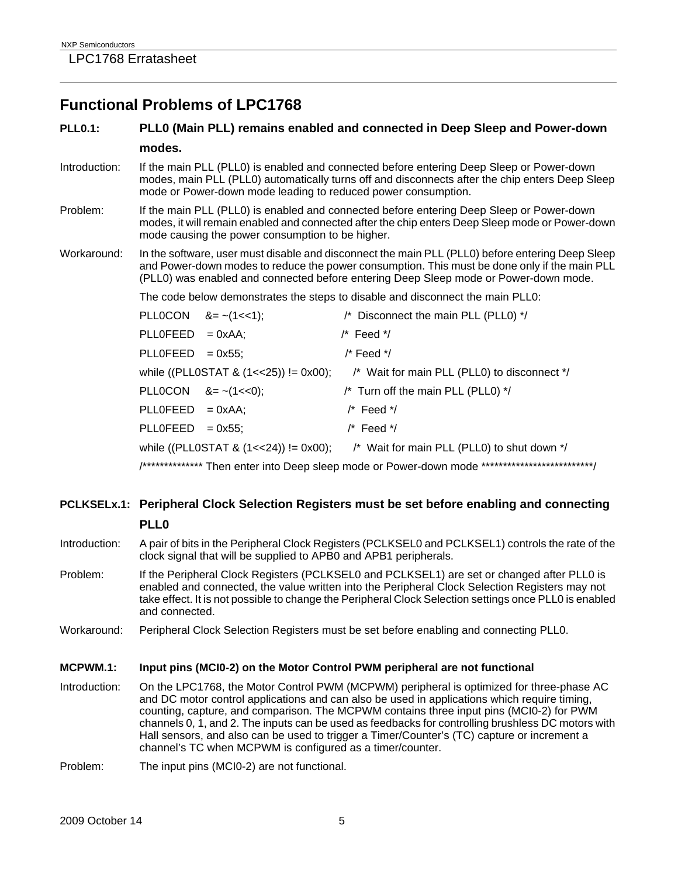## Functional Problems of LPC1768

### PLL0.1: PLL0 (Main PLL) remains enabled and connected in Deep Sleep and Power-down modes.

Introduction: If the main PLL (PLL0) is enabled and connected before entering Deep Sleep or Power-down modes, main PLL (PLL0) automatically turns off and disconnects after the chip enters Deep Sleep mode or Power-down mode leading to reduced power consumption.

Problem: If the main PLL (PLL0) is enabled and connected before entering Deep Sleep or Power-down modes, it will remain enabled and connected after the chip enters Deep Sleep mode or Power-down mode causing the power consumption to be higher.

Workaround: In the software, user must disable and disconnect the main PLL (PLL0) before entering Deep Sleep and Power-down modes to reduce the power consumption. This must be done only if the main PLL (PLL0) was enabled and connected before entering Deep Sleep mode or Power-down mode.

The code below demonstrates the steps to disable and disconnect the main PLL0:

```
PLL0CON   &= ~(1<<1);                      /* Disconnect the main PLL (PLL0) */
PLL0FEED   = 0xAA;                         /* Feed */
PLL0FEED   = 0x55;                         /* Feed */
while ((PLL0STAT & (1<<25)) != 0x00);      /* Wait for main PLL (PLL0) to disconnect */
PLL0CON   &= ~(1<<0);                      /* Turn off the main PLL (PLL0) */
PLL0FEED   = 0xAA;                         /* Feed */
PLL0FEED   = 0x55;                         /* Feed */
while ((PLL0STAT & (1<<24)) != 0x00);      /* Wait for main PLL (PLL0) to shut down */
/************** Then enter into Deep sleep mode or Power-down mode **************************/
```

### PCLKSELx.1: Peripheral Clock Selection Registers must be set before enabling and connecting PLL0

Introduction: A pair of bits in the Peripheral Clock Registers (PCLKSEL0 and PCLKSEL1) controls the rate of the clock signal that will be supplied to APB0 and APB1 peripherals.

Problem: If the Peripheral Clock Registers (PCLKSEL0 and PCLKSEL1) are set or changed after PLL0 is enabled and connected, the value written into the Peripheral Clock Selection Registers may not take effect. It is not possible to change the Peripheral Clock Selection settings once PLL0 is enabled and connected.

Workaround: Peripheral Clock Selection Registers must be set before enabling and connecting PLL0.

### MCPWM.1: Input pins (MCI0-2) on the Motor Control PWM peripheral are not functional

Introduction: On the LPC1768, the Motor Control PWM (MCPWM) peripheral is optimized for three-phase AC and DC motor control applications and can also be used in applications which require timing, counting, capture, and comparison. The MCPWM contains three input pins (MCI0-2) for PWM channels 0, 1, and 2. The inputs can be used as feedbacks for controlling brushless DC motors with Hall sensors, and also can be used to trigger a Timer/Counter's (TC) capture or increment a channel's TC when MCPWM is configured as a timer/counter.

Problem: The input pins (MCI0-2) are not functional.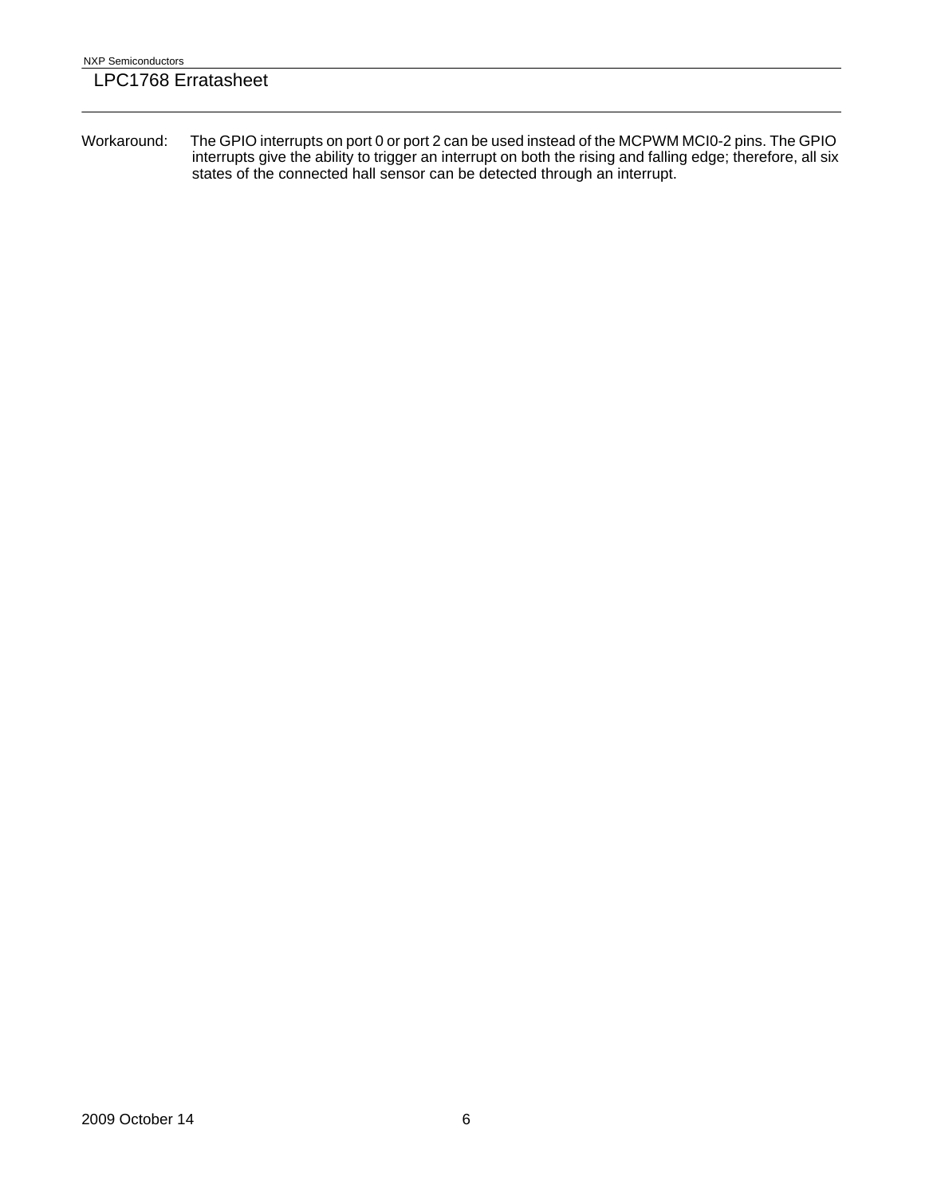Workaround: The GPIO interrupts on port 0 or port 2 can be used instead of the MCPWM MCI0-2 pins. The GPIO interrupts give the ability to trigger an interrupt on both the rising and falling edge; therefore, all six states of the connected hall sensor can be detected through an interrupt.